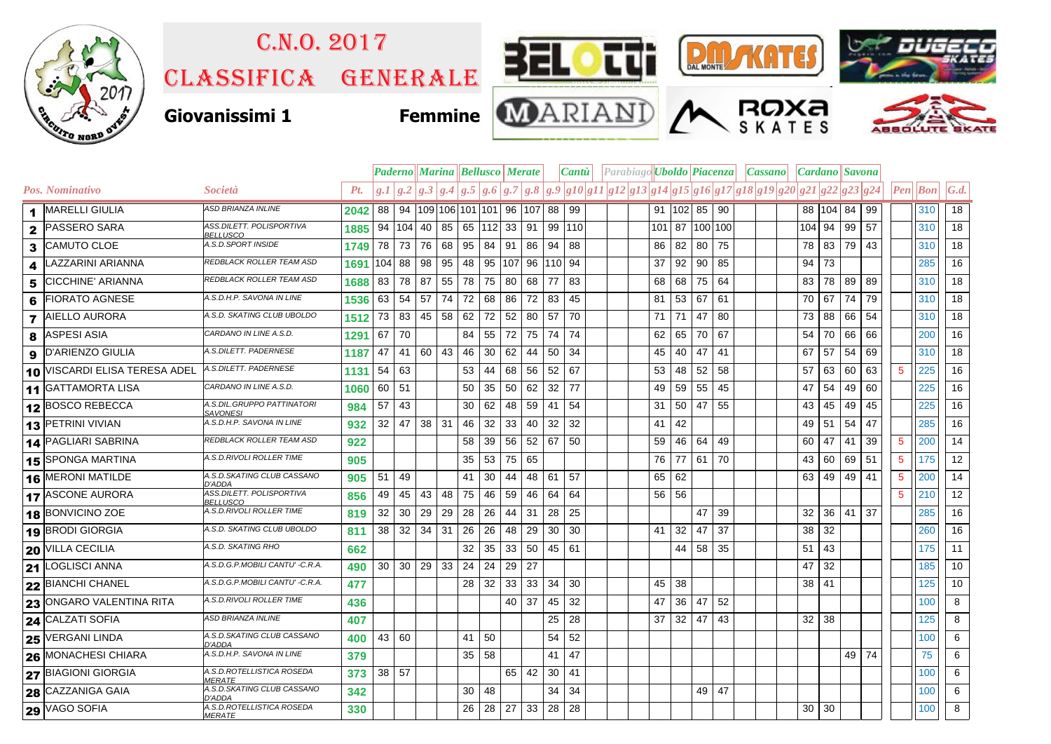# C.N.O. 2017

# CLASSIFICA GENERALE

**Giovanissimi 1** **Femmine**

| Pos. | Nominativo | Società | Pt. | Paderno | | Marina | | Bellusco | | Merate | | | Cantù | | Parabiago | | Uboldo | | Piacenza | | | Cassano | | Cardano | | Savona | | | | |
|---|---|---|---|---|---|---|---|---|---|---|---|---|---|---|---|---|---|---|---|---|---|---|---|---|---|---|---|---|---|---|
| | | | | g.1 | g.2 | g.3 | g.4 | g.5 | g.6 | g.7 | g.8 | g.9 | g10 | g11 | g12 | g13 | g14 | g15 | g16 | g17 | g18 | g19 | g20 | g21 | g22 | g23 | g24 | Pen | Bon | G.d. |
| 1 | MARELLI GIULIA | ASD BRIANZA INLINE | 2042 | 88 | 94 | 109 | 106 | 101 | 101 | 96 | 107 | 88 | 99 | | | | 91 | 102 | 85 | 90 | | | | 88 | 104 | 84 | 99 | | 310 | 18 |
| 2 | PASSERO SARA | ASS.DILETT. POLISPORTIVA BELLUSCO | 1885 | 94 | 104 | 40 | 85 | 65 | 112 | 33 | 91 | 99 | 110 | | | | 101 | 87 | 100 | 100 | | | | 104 | 94 | 99 | 57 | | 310 | 18 |
| 3 | CAMUTO CLOE | A.S.D.SPORT INSIDE | 1749 | 78 | 73 | 76 | 68 | 95 | 84 | 91 | 86 | 94 | 88 | | | | 86 | 82 | 80 | 75 | | | | 78 | 83 | 79 | 43 | | 310 | 18 |
| 4 | LAZZARINI ARIANNA | REDBLACK ROLLER TEAM ASD | 1691 | 104 | 88 | 98 | 95 | 48 | 95 | 107 | 96 | 110 | 94 | | | | 37 | 92 | 90 | 85 | | | | 94 | 73 | | | | 285 | 16 |
| 5 | CICCHINE' ARIANNA | REDBLACK ROLLER TEAM ASD | 1688 | 83 | 78 | 87 | 55 | 78 | 75 | 80 | 68 | 77 | 83 | | | | 68 | 68 | 75 | 64 | | | | 83 | 78 | 89 | 89 | | 310 | 18 |
| 6 | FIORATO AGNESE | A.S.D.H.P. SAVONA IN LINE | 1536 | 63 | 54 | 57 | 74 | 72 | 68 | 86 | 72 | 83 | 45 | | | | 81 | 53 | 67 | 61 | | | | 70 | 67 | 74 | 79 | | 310 | 18 |
| 7 | AIELLO AURORA | A.S.D. SKATING CLUB UBOLDO | 1512 | 73 | 83 | 45 | 58 | 62 | 72 | 52 | 80 | 57 | 70 | | | | 71 | 71 | 47 | 80 | | | | 73 | 88 | 66 | 54 | | 310 | 18 |
| 8 | ASPESI ASIA | CARDANO IN LINE A.S.D. | 1291 | 67 | 70 | | | 84 | 55 | 72 | 75 | 74 | 74 | | | | 62 | 65 | 70 | 67 | | | | 54 | 70 | 66 | 66 | | 200 | 16 |
| 9 | D'ARIENZO GIULIA | A.S.DILETT. PADERNESE | 1187 | 47 | 41 | 60 | 43 | 46 | 30 | 62 | 44 | 50 | 34 | | | | 45 | 40 | 47 | 41 | | | | 67 | 57 | 54 | 69 | | 310 | 18 |
| 10 | VISCARDI ELISA TERESA ADEL | A.S.DILETT. PADERNESE | 1131 | 54 | 63 | | | 53 | 44 | 68 | 56 | 52 | 67 | | | | 53 | 48 | 52 | 58 | | | | 57 | 63 | 60 | 63 | 5 | 225 | 16 |
| 11 | GATTAMORTA LISA | CARDANO IN LINE A.S.D. | 1060 | 60 | 51 | | | 50 | 35 | 50 | 62 | 32 | 77 | | | | 49 | 59 | 55 | 45 | | | | 47 | 54 | 49 | 60 | | 225 | 16 |
| 12 | BOSCO REBECCA | A.S.DIL.GRUPPO PATTINATORI SAVONESI | 984 | 57 | 43 | | | 30 | 62 | 48 | 59 | 41 | 54 | | | | 31 | 50 | 47 | 55 | | | | 43 | 45 | 49 | 45 | | 225 | 16 |
| 13 | PETRINI VIVIAN | A.S.D.H.P. SAVONA IN LINE | 932 | 32 | 47 | 38 | 31 | 46 | 32 | 33 | 40 | 32 | 32 | | | | 41 | 42 | | | | | | 49 | 51 | 54 | 47 | | 285 | 16 |
| 14 | PAGLIARI SABRINA | REDBLACK ROLLER TEAM ASD | 922 | | | | | 58 | 39 | 56 | 52 | 67 | 50 | | | | 59 | 46 | 64 | 49 | | | | 60 | 47 | 41 | 39 | 5 | 200 | 14 |
| 15 | SPONGA MARTINA | A.S.D.RIVOLI ROLLER TIME | 905 | | | | | 35 | 53 | 75 | 65 | | | | | | 76 | 77 | 61 | 70 | | | | 43 | 60 | 69 | 51 | 5 | 175 | 12 |
| 16 | MERONI MATILDE | A.S.D.SKATING CLUB CASSANO D'ADDA | 905 | 51 | 49 | | | 41 | 30 | 44 | 48 | 61 | 57 | | | | 65 | 62 | | | | | | 63 | 49 | 49 | 41 | 5 | 200 | 14 |
| 17 | ASCONE AURORA | ASS.DILETT. POLISPORTIVA BELLUSCO | 856 | 49 | 45 | 43 | 48 | 75 | 46 | 59 | 46 | 64 | 64 | | | | 56 | 56 | | | | | | | | | | 5 | 210 | 12 |
| 18 | BONVICINO ZOE | A.S.D.RIVOLI ROLLER TIME | 819 | 32 | 30 | 29 | 29 | 28 | 26 | 44 | 31 | 28 | 25 | | | | | | 47 | 39 | | | | 32 | 36 | 41 | 37 | | 285 | 16 |
| 19 | BRODI GIORGIA | A.S.D. SKATING CLUB UBOLDO | 811 | 38 | 32 | 34 | 31 | 26 | 26 | 48 | 29 | 30 | 30 | | | | 41 | 32 | 47 | 37 | | | | 38 | 32 | | | | 260 | 16 |
| 20 | VILLA CECILIA | A.S.D. SKATING RHO | 662 | | | | | 32 | 35 | 33 | 50 | 45 | 61 | | | | | 44 | 58 | 35 | | | | 51 | 43 | | | | 175 | 11 |
| 21 | LOGLISCI ANNA | A.S.D.G.P.MOBILI CANTU' -C.R.A. | 490 | 30 | 30 | 29 | 33 | 24 | 24 | 29 | 27 | | | | | | | | | | | | | 47 | 32 | | | | 185 | 10 |
| 22 | BIANCHI CHANEL | A.S.D.G.P.MOBILI CANTU' -C.R.A. | 477 | | | | | 28 | 32 | 33 | 33 | 34 | 30 | | | | 45 | 38 | | | | | | 38 | 41 | | | | 125 | 10 |
| 23 | ONGARO VALENTINA RITA | A.S.D.RIVOLI ROLLER TIME | 436 | | | | | | | 40 | 37 | 45 | 32 | | | | 47 | 36 | 47 | 52 | | | | | | | | | 100 | 8 |
| 24 | CALZATI SOFIA | ASD BRIANZA INLINE | 407 | | | | | | | | | 25 | 28 | | | | 37 | 32 | 47 | 43 | | | | 32 | 38 | | | | 125 | 8 |
| 25 | VERGANI LINDA | A.S.D.SKATING CLUB CASSANO D'ADDA | 400 | 43 | 60 | | | 41 | 50 | | | 54 | 52 | | | | | | | | | | | | | | | | 100 | 6 |
| 26 | MONACHESI CHIARA | A.S.D.H.P. SAVONA IN LINE | 379 | | | | | 35 | 58 | | | 41 | 47 | | | | | | | | | | | | | 49 | 74 | | 75 | 6 |
| 27 | BIAGIONI GIORGIA | A.S.D.ROTELLISTICA ROSEDA MERATE | 373 | 38 | 57 | | | | | 65 | 42 | 30 | 41 | | | | | | | | | | | | | | | | 100 | 6 |
| 28 | CAZZANIGA GAIA | A.S.D.SKATING CLUB CASSANO D'ADDA | 342 | | | | | 30 | 48 | | | 34 | 34 | | | | | | 49 | 47 | | | | | | | | | 100 | 6 |
| 29 | VAGO SOFIA | A.S.D.ROTELLISTICA ROSEDA MERATE | 330 | | | | | 26 | 28 | 27 | 33 | 28 | 28 | | | | | | | | | | | 30 | 30 | | | | 100 | 8 |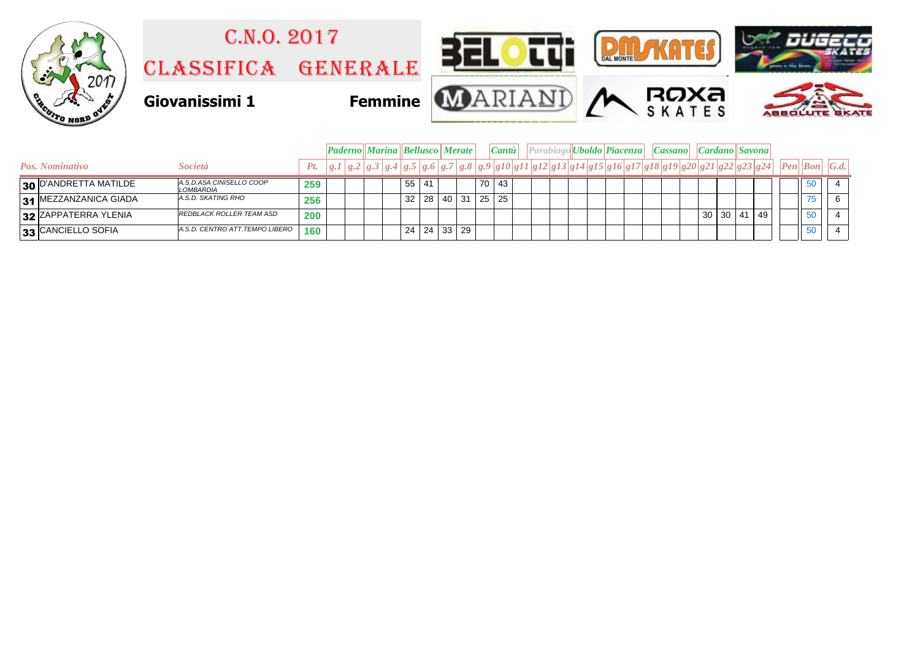# C.N.O. 2017

## Classifica Generale

**Giovanissimi 1** **Femmine**

| | | | | Paderno | | Marina | | Bellusco | | Merate | | Cantù | | Parabiago | | Uboldo | | Piacenza | | Cassano | | | | Cardano | | Savona | | | | |
|---|---|---|---|---|---|---|---|---|---|---|---|---|---|---|---|---|---|---|---|---|---|---|---|---|---|---|---|---|---|---|
| Pos. | Nominativo | Società | Pt. | g.1 | g.2 | g.3 | g.4 | g.5 | g.6 | g.7 | g.8 | g.9 | g10 | g11 | g12 | g13 | g14 | g15 | g16 | g17 | g18 | g19 | g20 | g21 | g22 | g23 | g24 | Pen | Bon | G.d. |
| 30 | D'ANDRETTA MATILDE | A.S.D.ASA CINISELLO COOP LOMBARDIA | 259 | | | | | 55 | 41 | | | 70 | 43 | | | | | | | | | | | | | | | | 50 | 4 |
| 31 | MEZZANZANICA GIADA | A.S.D. SKATING RHO | 256 | | | | | 32 | 28 | 40 | 31 | 25 | 25 | | | | | | | | | | | | | | | | 75 | 6 |
| 32 | ZAPPATERRA YLENIA | REDBLACK ROLLER TEAM ASD | 200 | | | | | | | | | | | | | | | | | | | | | 30 | 30 | 41 | 49 | | 50 | 4 |
| 33 | CANCIELLO SOFIA | A.S.D. CENTRO ATT.TEMPO LIBERO | 160 | | | | | 24 | 24 | 33 | 29 | | | | | | | | | | | | | | | | | | 50 | 4 |